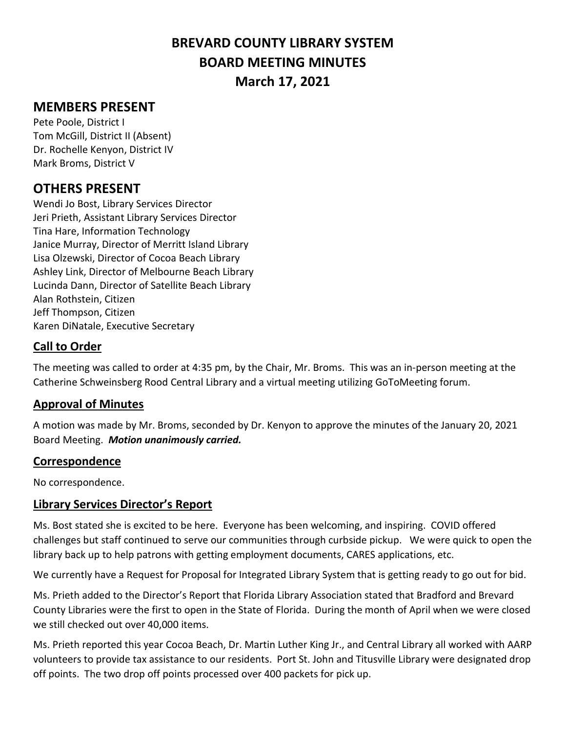# BREVARD COUNTY LIBRARY SYSTEM
# BOARD MEETING MINUTES
# March 17, 2021

## MEMBERS PRESENT

Pete Poole, District I
Tom McGill, District II (Absent)
Dr. Rochelle Kenyon, District IV
Mark Broms, District V

## OTHERS PRESENT

Wendi Jo Bost, Library Services Director
Jeri Prieth, Assistant Library Services Director
Tina Hare, Information Technology
Janice Murray, Director of Merritt Island Library
Lisa Olzewski, Director of Cocoa Beach Library
Ashley Link, Director of Melbourne Beach Library
Lucinda Dann, Director of Satellite Beach Library
Alan Rothstein, Citizen
Jeff Thompson, Citizen
Karen DiNatale, Executive Secretary

### Call to Order

The meeting was called to order at 4:35 pm, by the Chair, Mr. Broms. This was an in-person meeting at the Catherine Schweinsberg Rood Central Library and a virtual meeting utilizing GoToMeeting forum.

### Approval of Minutes

A motion was made by Mr. Broms, seconded by Dr. Kenyon to approve the minutes of the January 20, 2021 Board Meeting. ***Motion unanimously carried.***

### Correspondence

No correspondence.

### Library Services Director's Report

Ms. Bost stated she is excited to be here. Everyone has been welcoming, and inspiring. COVID offered challenges but staff continued to serve our communities through curbside pickup. We were quick to open the library back up to help patrons with getting employment documents, CARES applications, etc.

We currently have a Request for Proposal for Integrated Library System that is getting ready to go out for bid.

Ms. Prieth added to the Director's Report that Florida Library Association stated that Bradford and Brevard County Libraries were the first to open in the State of Florida. During the month of April when we were closed we still checked out over 40,000 items.

Ms. Prieth reported this year Cocoa Beach, Dr. Martin Luther King Jr., and Central Library all worked with AARP volunteers to provide tax assistance to our residents. Port St. John and Titusville Library were designated drop off points. The two drop off points processed over 400 packets for pick up.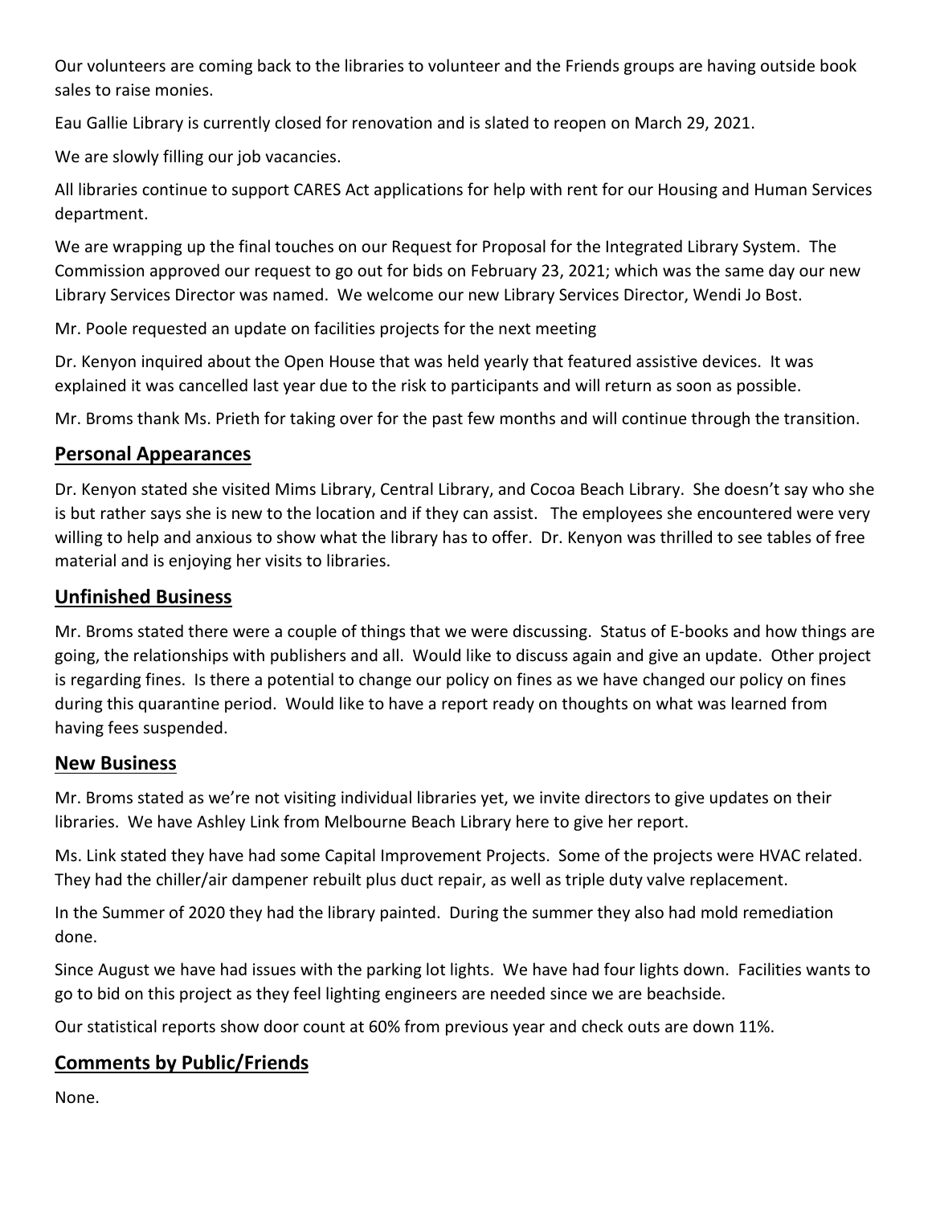Our volunteers are coming back to the libraries to volunteer and the Friends groups are having outside book sales to raise monies.

Eau Gallie Library is currently closed for renovation and is slated to reopen on March 29, 2021.

We are slowly filling our job vacancies.

All libraries continue to support CARES Act applications for help with rent for our Housing and Human Services department.

We are wrapping up the final touches on our Request for Proposal for the Integrated Library System. The Commission approved our request to go out for bids on February 23, 2021; which was the same day our new Library Services Director was named. We welcome our new Library Services Director, Wendi Jo Bost.

Mr. Poole requested an update on facilities projects for the next meeting

Dr. Kenyon inquired about the Open House that was held yearly that featured assistive devices. It was explained it was cancelled last year due to the risk to participants and will return as soon as possible.

Mr. Broms thank Ms. Prieth for taking over for the past few months and will continue through the transition.

## Personal Appearances

Dr. Kenyon stated she visited Mims Library, Central Library, and Cocoa Beach Library. She doesn't say who she is but rather says she is new to the location and if they can assist. The employees she encountered were very willing to help and anxious to show what the library has to offer. Dr. Kenyon was thrilled to see tables of free material and is enjoying her visits to libraries.

## Unfinished Business

Mr. Broms stated there were a couple of things that we were discussing. Status of E-books and how things are going, the relationships with publishers and all. Would like to discuss again and give an update. Other project is regarding fines. Is there a potential to change our policy on fines as we have changed our policy on fines during this quarantine period. Would like to have a report ready on thoughts on what was learned from having fees suspended.

## New Business

Mr. Broms stated as we're not visiting individual libraries yet, we invite directors to give updates on their libraries. We have Ashley Link from Melbourne Beach Library here to give her report.

Ms. Link stated they have had some Capital Improvement Projects. Some of the projects were HVAC related. They had the chiller/air dampener rebuilt plus duct repair, as well as triple duty valve replacement.

In the Summer of 2020 they had the library painted. During the summer they also had mold remediation done.

Since August we have had issues with the parking lot lights. We have had four lights down. Facilities wants to go to bid on this project as they feel lighting engineers are needed since we are beachside.

Our statistical reports show door count at 60% from previous year and check outs are down 11%.

## Comments by Public/Friends

None.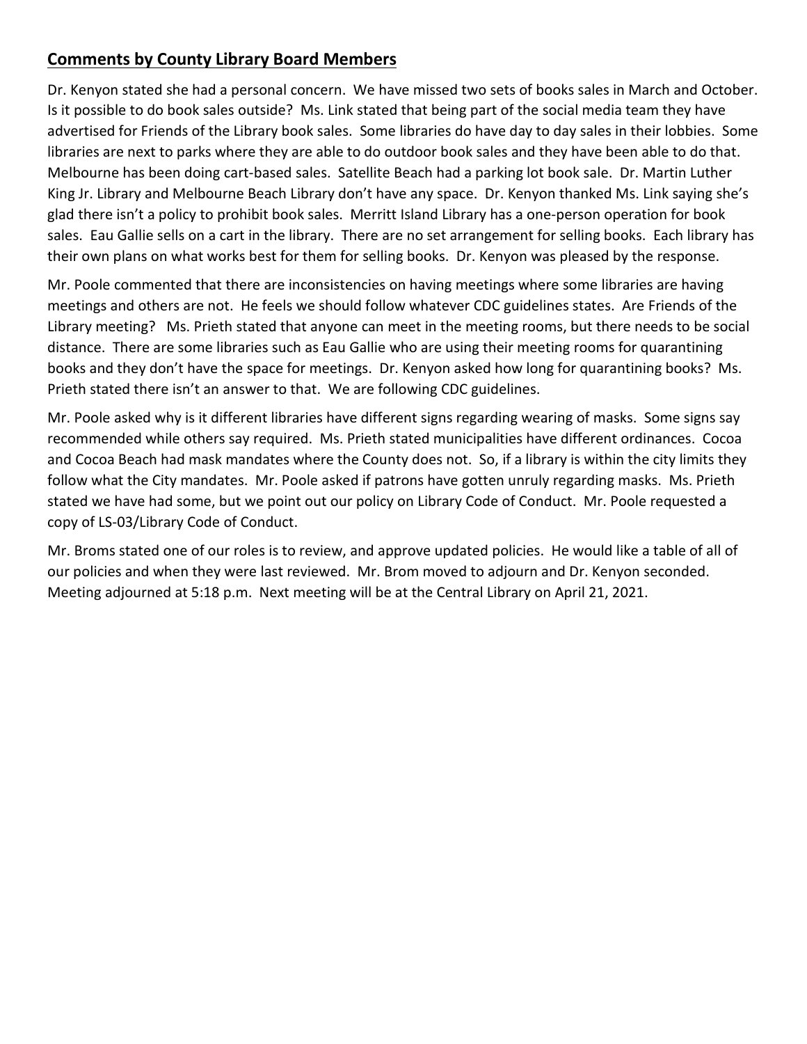## **Comments by County Library Board Members**

Dr. Kenyon stated she had a personal concern. We have missed two sets of books sales in March and October. Is it possible to do book sales outside? Ms. Link stated that being part of the social media team they have advertised for Friends of the Library book sales. Some libraries do have day to day sales in their lobbies. Some libraries are next to parks where they are able to do outdoor book sales and they have been able to do that. Melbourne has been doing cart-based sales. Satellite Beach had a parking lot book sale. Dr. Martin Luther King Jr. Library and Melbourne Beach Library don't have any space. Dr. Kenyon thanked Ms. Link saying she's glad there isn't a policy to prohibit book sales. Merritt Island Library has a one-person operation for book sales. Eau Gallie sells on a cart in the library. There are no set arrangement for selling books. Each library has their own plans on what works best for them for selling books. Dr. Kenyon was pleased by the response.

Mr. Poole commented that there are inconsistencies on having meetings where some libraries are having meetings and others are not. He feels we should follow whatever CDC guidelines states. Are Friends of the Library meeting? Ms. Prieth stated that anyone can meet in the meeting rooms, but there needs to be social distance. There are some libraries such as Eau Gallie who are using their meeting rooms for quarantining books and they don't have the space for meetings. Dr. Kenyon asked how long for quarantining books? Ms. Prieth stated there isn't an answer to that. We are following CDC guidelines.

Mr. Poole asked why is it different libraries have different signs regarding wearing of masks. Some signs say recommended while others say required. Ms. Prieth stated municipalities have different ordinances. Cocoa and Cocoa Beach had mask mandates where the County does not. So, if a library is within the city limits they follow what the City mandates. Mr. Poole asked if patrons have gotten unruly regarding masks. Ms. Prieth stated we have had some, but we point out our policy on Library Code of Conduct. Mr. Poole requested a copy of LS-03/Library Code of Conduct.

Mr. Broms stated one of our roles is to review, and approve updated policies. He would like a table of all of our policies and when they were last reviewed. Mr. Brom moved to adjourn and Dr. Kenyon seconded. Meeting adjourned at 5:18 p.m. Next meeting will be at the Central Library on April 21, 2021.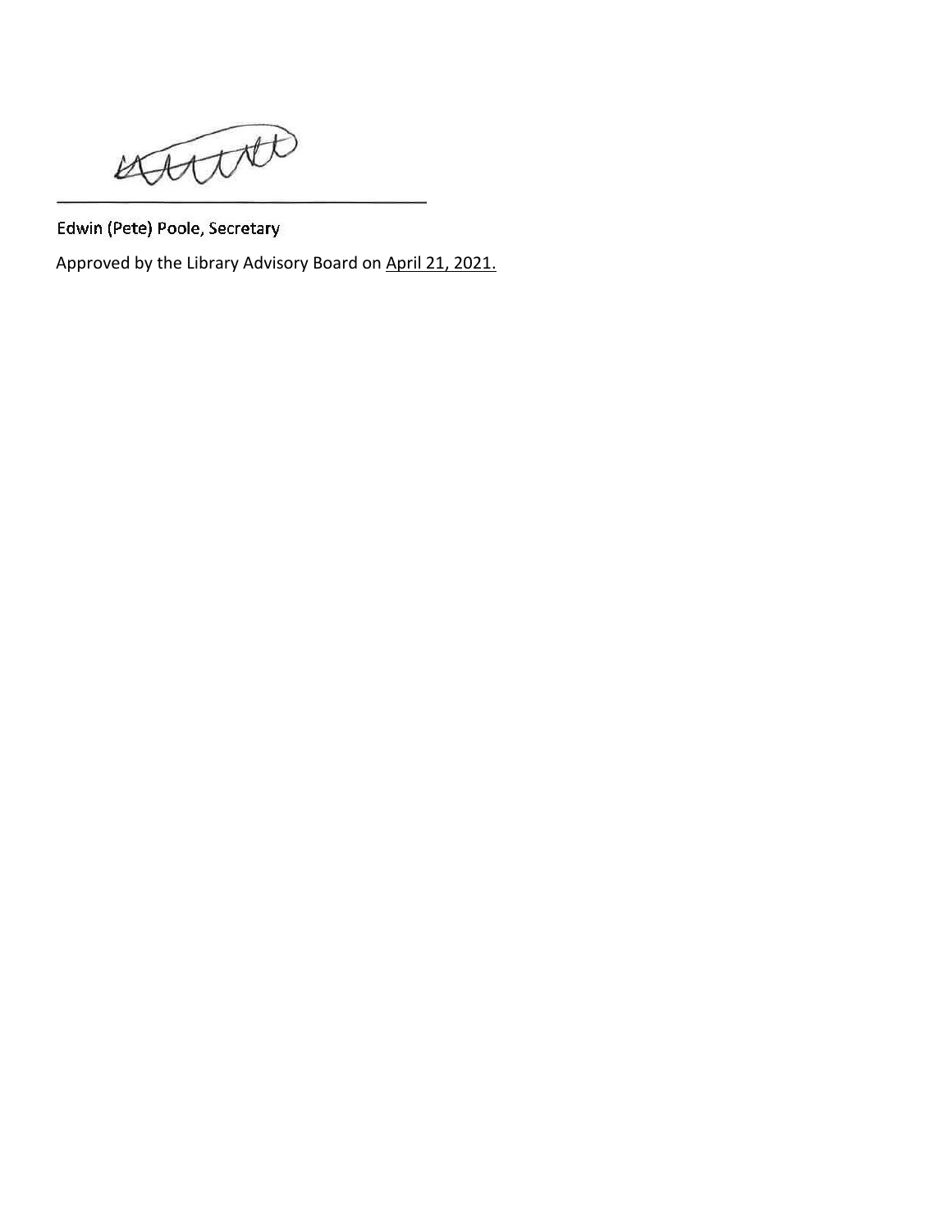\_\_\_\_\_\_\_\_\_\_\_\_\_\_\_\_\_\_\_\_\_\_\_\_\_\_\_\_\_\_\_\_\_\_\_\_

Edwin (Pete) Poole, Secretary

Approved by the Library Advisory Board on <u>April 21, 2021.</u>